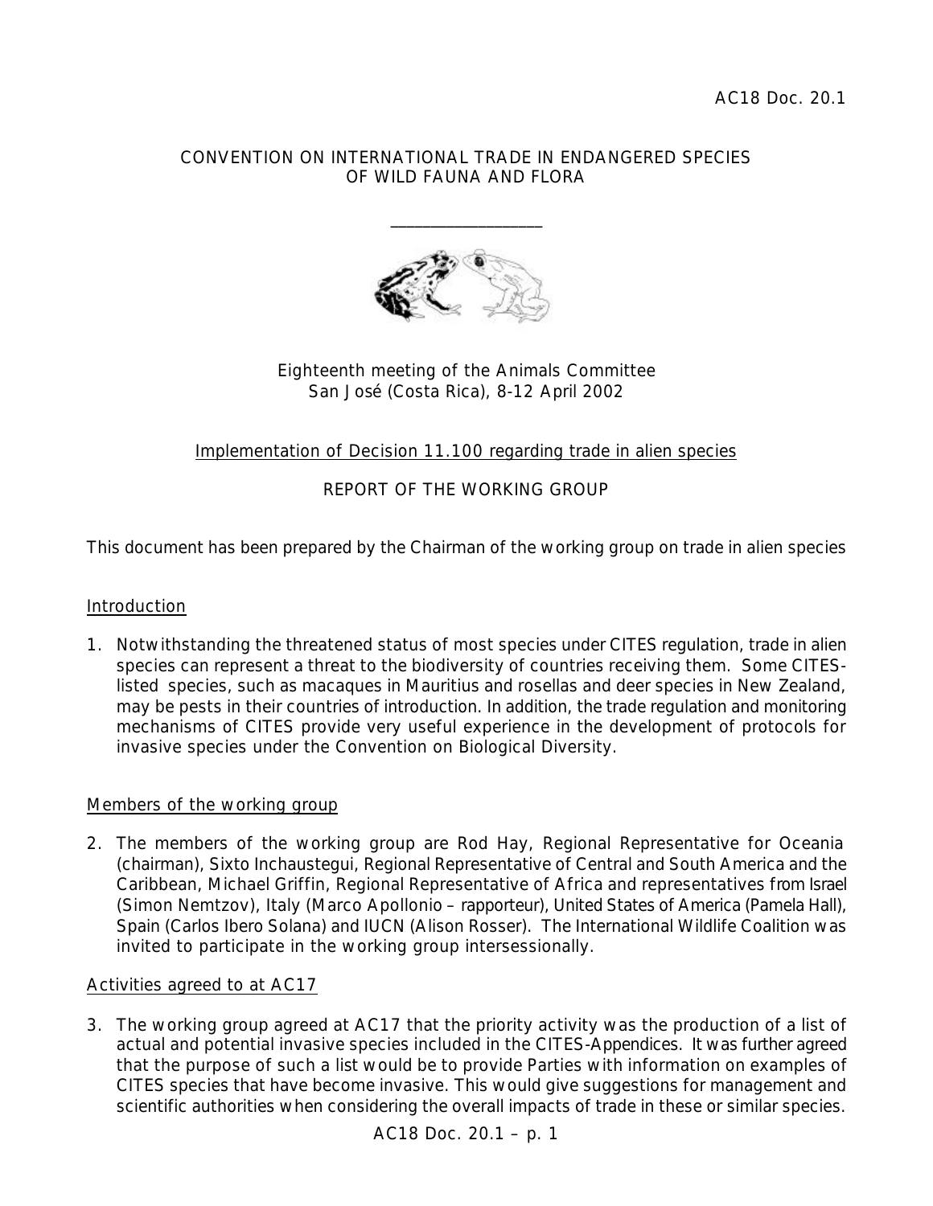AC18 Doc. 20.1

CONVENTION ON INTERNATIONAL TRADE IN ENDANGERED SPECIES
OF WILD FAUNA AND FLORA

____________________

Eighteenth meeting of the Animals Committee
San José (Costa Rica), 8-12 April 2002

Implementation of Decision 11.100 regarding trade in alien species

REPORT OF THE WORKING GROUP

This document has been prepared by the Chairman of the working group on trade in alien species

## Introduction

1. Notwithstanding the threatened status of most species under CITES regulation, trade in alien species can represent a threat to the biodiversity of countries receiving them. Some CITES-listed species, such as macaques in Mauritius and rosellas and deer species in New Zealand, may be pests in their countries of introduction. In addition, the trade regulation and monitoring mechanisms of CITES provide very useful experience in the development of protocols for invasive species under the Convention on Biological Diversity.

## Members of the working group

2. The members of the working group are Rod Hay, Regional Representative for Oceania (chairman), Sixto Inchaustegui, Regional Representative of Central and South America and the Caribbean, Michael Griffin, Regional Representative of Africa and representatives from Israel (Simon Nemtzov), Italy (Marco Apollonio – rapporteur), United States of America (Pamela Hall), Spain (Carlos Ibero Solana) and IUCN (Alison Rosser). The International Wildlife Coalition was invited to participate in the working group intersessionally.

## Activities agreed to at AC17

3. The working group agreed at AC17 that the priority activity was the production of a list of actual and potential invasive species included in the CITES-Appendices. It was further agreed that the purpose of such a list would be to provide Parties with information on examples of CITES species that have become invasive. This would give suggestions for management and scientific authorities when considering the overall impacts of trade in these or similar species.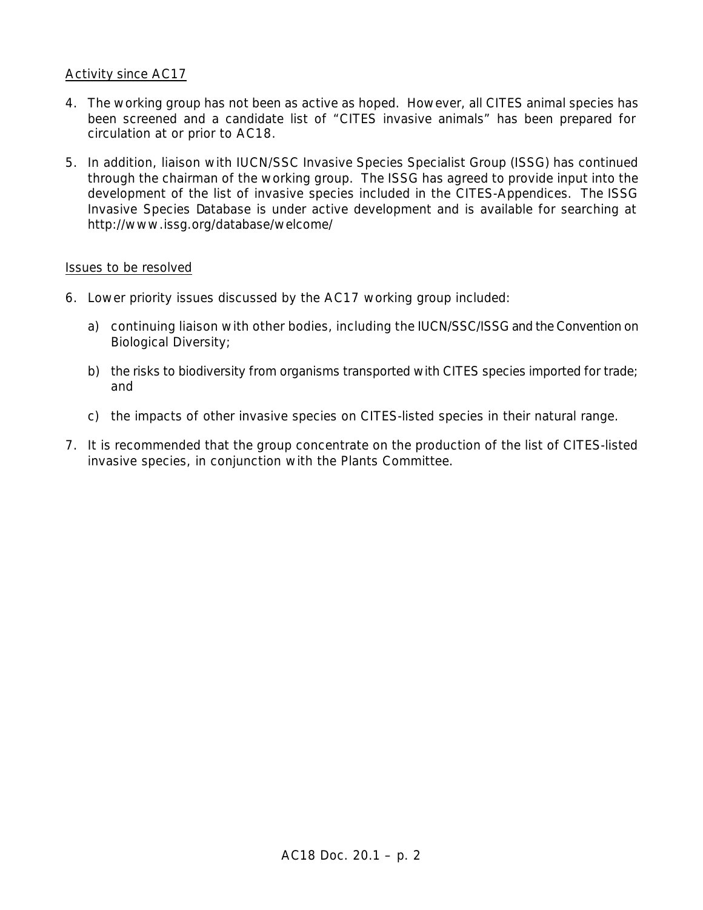Activity since AC17

4. The working group has not been as active as hoped. However, all CITES animal species has been screened and a candidate list of "CITES invasive animals" has been prepared for circulation at or prior to AC18.

5. In addition, liaison with IUCN/SSC Invasive Species Specialist Group (ISSG) has continued through the chairman of the working group. The ISSG has agreed to provide input into the development of the list of invasive species included in the CITES-Appendices. The ISSG Invasive Species Database is under active development and is available for searching at http://www.issg.org/database/welcome/

Issues to be resolved

6. Lower priority issues discussed by the AC17 working group included:

   a) continuing liaison with other bodies, including the IUCN/SSC/ISSG and the Convention on Biological Diversity;

   b) the risks to biodiversity from organisms transported with CITES species imported for trade; and

   c) the impacts of other invasive species on CITES-listed species in their natural range.

7. It is recommended that the group concentrate on the production of the list of CITES-listed invasive species, in conjunction with the Plants Committee.